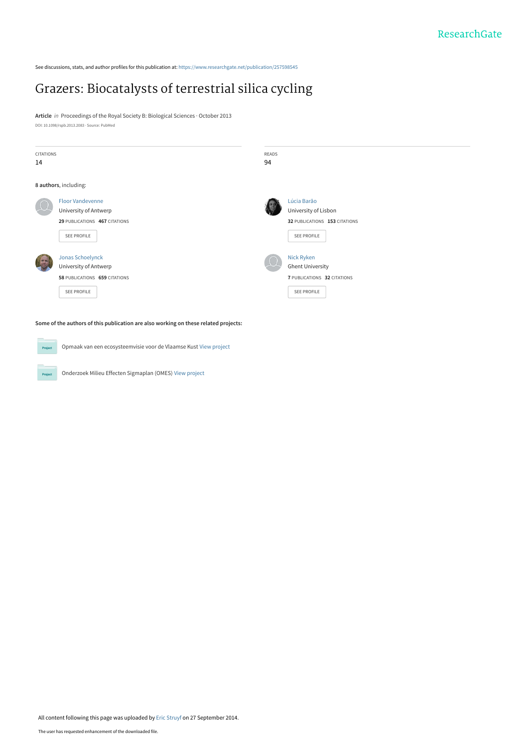ResearchGate

See discussions, stats, and author profiles for this publication at: https://www.researchgate.net/publication/257598545

# Grazers: Biocatalysts of terrestrial silica cycling

**Article** *in* Proceedings of the Royal Society B: Biological Sciences · October 2013

DOI: 10.1098/rspb.2013.2083 · Source: PubMed

| CITATIONS | READS |
| --- | --- |
| 14 | 94 |

**8 authors**, including:

Floor Vandevenne
University of Antwerp
**29** PUBLICATIONS **467** CITATIONS
SEE PROFILE

Lúcia Barão
University of Lisbon
**32** PUBLICATIONS **153** CITATIONS
SEE PROFILE

Jonas Schoelynck
University of Antwerp
**58** PUBLICATIONS **659** CITATIONS
SEE PROFILE

Nick Ryken
Ghent University
**7** PUBLICATIONS **32** CITATIONS
SEE PROFILE

**Some of the authors of this publication are also working on these related projects:**

Opmaak van een ecosysteemvisie voor de Vlaamse Kust View project

Onderzoek Milieu Effecten Sigmaplan (OMES) View project

All content following this page was uploaded by Eric Struyf on 27 September 2014.

The user has requested enhancement of the downloaded file.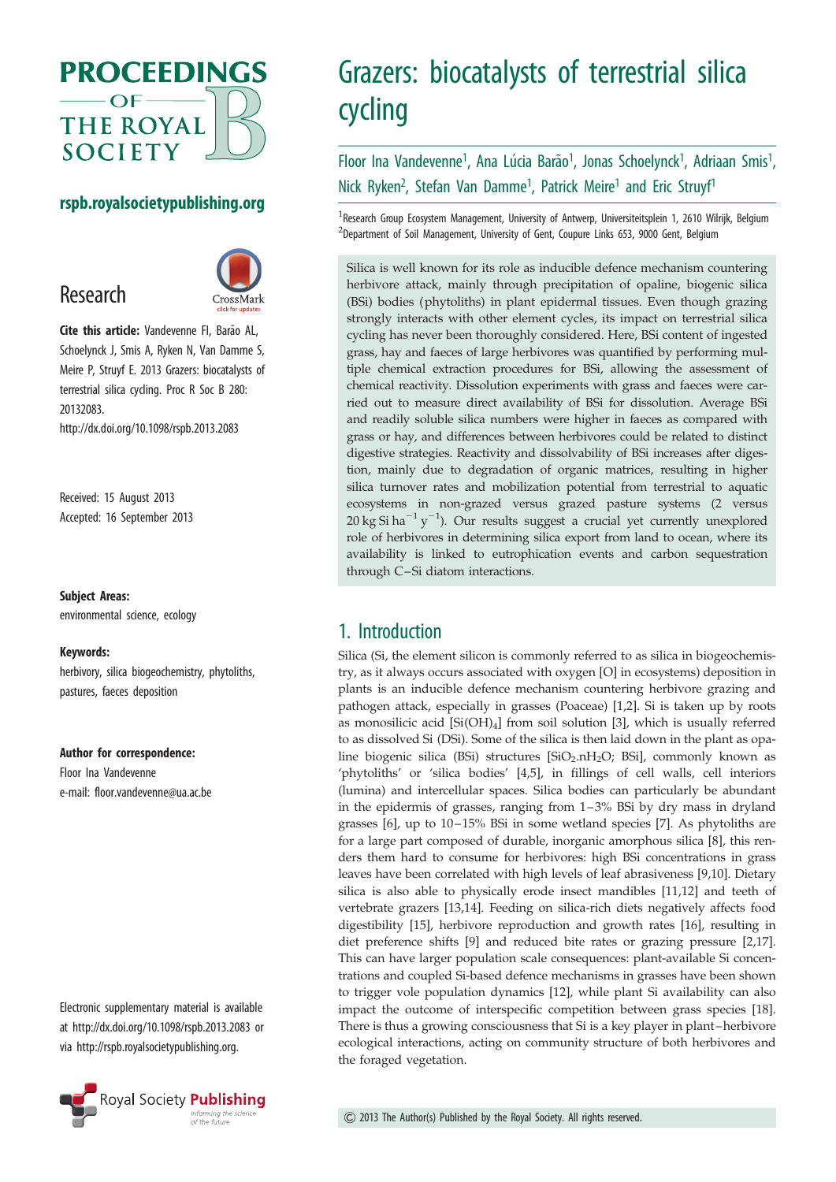# Grazers: biocatalysts of terrestrial silica cycling

Floor Ina Vandevenne[1], Ana Lúcia Barão[1], Jonas Schoelynck[1], Adriaan Smis[1], Nick Ryken[2], Stefan Van Damme[1], Patrick Meire[1] and Eric Struyf[1]

[1]Research Group Ecosystem Management, University of Antwerp, Universiteitsplein 1, 2610 Wilrijk, Belgium
[2]Department of Soil Management, University of Gent, Coupure Links 653, 9000 Gent, Belgium

rspb.royalsocietypublishing.org

Research

**Cite this article:** Vandevenne FI, Barão AL, Schoelynck J, Smis A, Ryken N, Van Damme S, Meire P, Struyf E. 2013 Grazers: biocatalysts of terrestrial silica cycling. Proc R Soc B 280: 20132083.
http://dx.doi.org/10.1098/rspb.2013.2083

Received: 15 August 2013
Accepted: 16 September 2013

**Subject Areas:**
environmental science, ecology

**Keywords:**
herbivory, silica biogeochemistry, phytoliths, pastures, faeces deposition

**Author for correspondence:**
Floor Ina Vandevenne
e-mail: floor.vandevenne@ua.ac.be

Electronic supplementary material is available at http://dx.doi.org/10.1098/rspb.2013.2083 or via http://rspb.royalsocietypublishing.org.

Silica is well known for its role as inducible defence mechanism countering herbivore attack, mainly through precipitation of opaline, biogenic silica (BSi) bodies (phytoliths) in plant epidermal tissues. Even though grazing strongly interacts with other element cycles, its impact on terrestrial silica cycling has never been thoroughly considered. Here, BSi content of ingested grass, hay and faeces of large herbivores was quantified by performing multiple chemical extraction procedures for BSi, allowing the assessment of chemical reactivity. Dissolution experiments with grass and faeces were carried out to measure direct availability of BSi for dissolution. Average BSi and readily soluble silica numbers were higher in faeces as compared with grass or hay, and differences between herbivores could be related to distinct digestive strategies. Reactivity and dissolvability of BSi increases after digestion, mainly due to degradation of organic matrices, resulting in higher silica turnover rates and mobilization potential from terrestrial to aquatic ecosystems in non-grazed versus grazed pasture systems (2 versus 20 kg Si $ha^{-1}$ $y^{-1}$). Our results suggest a crucial yet currently unexplored role of herbivores in determining silica export from land to ocean, where its availability is linked to eutrophication events and carbon sequestration through C–Si diatom interactions.

## 1. Introduction

Silica (Si, the element silicon is commonly referred to as silica in biogeochemistry, as it always occurs associated with oxygen [O] in ecosystems) deposition in plants is an inducible defence mechanism countering herbivore grazing and pathogen attack, especially in grasses (Poaceae) [1,2]. Si is taken up by roots as monosilicic acid [$Si(OH)_4$] from soil solution [3], which is usually referred to as dissolved Si (DSi). Some of the silica is then laid down in the plant as opaline biogenic silica (BSi) structures [$SiO_2.nH_2O$; BSi], commonly known as 'phytoliths' or 'silica bodies' [4,5], in fillings of cell walls, cell interiors (lumina) and intercellular spaces. Silica bodies can particularly be abundant in the epidermis of grasses, ranging from 1–3% BSi by dry mass in dryland grasses [6], up to 10–15% BSi in some wetland species [7]. As phytoliths are for a large part composed of durable, inorganic amorphous silica [8], this renders them hard to consume for herbivores: high BSi concentrations in grass leaves have been correlated with high levels of leaf abrasiveness [9,10]. Dietary silica is also able to physically erode insect mandibles [11,12] and teeth of vertebrate grazers [13,14]. Feeding on silica-rich diets negatively affects food digestibility [15], herbivore reproduction and growth rates [16], resulting in diet preference shifts [9] and reduced bite rates or grazing pressure [2,17]. This can have larger population scale consequences: plant-available Si concentrations and coupled Si-based defence mechanisms in grasses have been shown to trigger vole population dynamics [12], while plant Si availability can also impact the outcome of interspecific competition between grass species [18]. There is thus a growing consciousness that Si is a key player in plant–herbivore ecological interactions, acting on community structure of both herbivores and the foraged vegetation.

© 2013 The Author(s) Published by the Royal Society. All rights reserved.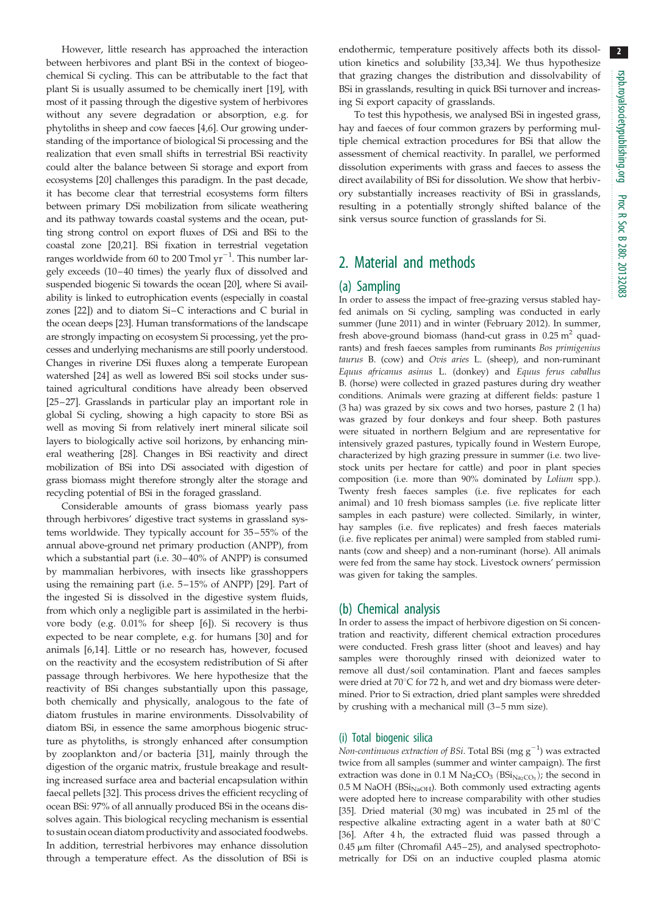However, little research has approached the interaction between herbivores and plant BSi in the context of biogeochemical Si cycling. This can be attributable to the fact that plant Si is usually assumed to be chemically inert [19], with most of it passing through the digestive system of herbivores without any severe degradation or absorption, e.g. for phytoliths in sheep and cow faeces [4,6]. Our growing understanding of the importance of biological Si processing and the realization that even small shifts in terrestrial BSi reactivity could alter the balance between Si storage and export from ecosystems [20] challenges this paradigm. In the past decade, it has become clear that terrestrial ecosystems form filters between primary DSi mobilization from silicate weathering and its pathway towards coastal systems and the ocean, putting strong control on export fluxes of DSi and BSi to the coastal zone [20,21]. BSi fixation in terrestrial vegetation ranges worldwide from 60 to 200 Tmol $yr^{-1}$. This number largely exceeds (10–40 times) the yearly flux of dissolved and suspended biogenic Si towards the ocean [20], where Si availability is linked to eutrophication events (especially in coastal zones [22]) and to diatom Si–C interactions and C burial in the ocean deeps [23]. Human transformations of the landscape are strongly impacting on ecosystem Si processing, yet the processes and underlying mechanisms are still poorly understood. Changes in riverine DSi fluxes along a temperate European watershed [24] as well as lowered BSi soil stocks under sustained agricultural conditions have already been observed [25–27]. Grasslands in particular play an important role in global Si cycling, showing a high capacity to store BSi as well as moving Si from relatively inert mineral silicate soil layers to biologically active soil horizons, by enhancing mineral weathering [28]. Changes in BSi reactivity and direct mobilization of BSi into DSi associated with digestion of grass biomass might therefore strongly alter the storage and recycling potential of BSi in the foraged grassland.

Considerable amounts of grass biomass yearly pass through herbivores' digestive tract systems in grassland systems worldwide. They typically account for 35–55% of the annual above-ground net primary production (ANPP), from which a substantial part (i.e. 30–40% of ANPP) is consumed by mammalian herbivores, with insects like grasshoppers using the remaining part (i.e. 5–15% of ANPP) [29]. Part of the ingested Si is dissolved in the digestive system fluids, from which only a negligible part is assimilated in the herbivore body (e.g. 0.01% for sheep [6]). Si recovery is thus expected to be near complete, e.g. for humans [30] and for animals [6,14]. Little or no research has, however, focused on the reactivity and the ecosystem redistribution of Si after passage through herbivores. We here hypothesize that the reactivity of BSi changes substantially upon this passage, both chemically and physically, analogous to the fate of diatom frustules in marine environments. Dissolvability of diatom BSi, in essence the same amorphous biogenic structure as phytoliths, is strongly enhanced after consumption by zooplankton and/or bacteria [31], mainly through the digestion of the organic matrix, frustule breakage and resulting increased surface area and bacterial encapsulation within faecal pellets [32]. This process drives the efficient recycling of ocean BSi: 97% of all annually produced BSi in the oceans dissolves again. This biological recycling mechanism is essential to sustain ocean diatom productivity and associated foodwebs. In addition, terrestrial herbivores may enhance dissolution through a temperature effect. As the dissolution of BSi is endothermic, temperature positively affects both its dissolution kinetics and solubility [33,34]. We thus hypothesize that grazing changes the distribution and dissolvability of BSi in grasslands, resulting in quick BSi turnover and increasing Si export capacity of grasslands.

To test this hypothesis, we analysed BSi in ingested grass, hay and faeces of four common grazers by performing multiple chemical extraction procedures for BSi that allow the assessment of chemical reactivity. In parallel, we performed dissolution experiments with grass and faeces to assess the direct availability of BSi for dissolution. We show that herbivory substantially increases reactivity of BSi in grasslands, resulting in a potentially strongly shifted balance of the sink versus source function of grasslands for Si.

## 2. Material and methods

### (a) Sampling

In order to assess the impact of free-grazing versus stabled hay-fed animals on Si cycling, sampling was conducted in early summer (June 2011) and in winter (February 2012). In summer, fresh above-ground biomass (hand-cut grass in 0.25 $m^2$ quadrants) and fresh faeces samples from ruminants *Bos primigenius taurus* B. (cow) and *Ovis aries* L. (sheep), and non-ruminant *Equus africanus asinus* L. (donkey) and *Equus ferus caballus* B. (horse) were collected in grazed pastures during dry weather conditions. Animals were grazing at different fields: pasture 1 (3 ha) was grazed by six cows and two horses, pasture 2 (1 ha) was grazed by four donkeys and four sheep. Both pastures were situated in northern Belgium and are representative for intensively grazed pastures, typically found in Western Europe, characterized by high grazing pressure in summer (i.e. two livestock units per hectare for cattle) and poor in plant species composition (i.e. more than 90% dominated by *Lolium* spp.). Twenty fresh faeces samples (i.e. five replicates for each animal) and 10 fresh biomass samples (i.e. five replicate litter samples in each pasture) were collected. Similarly, in winter, hay samples (i.e. five replicates) and fresh faeces materials (i.e. five replicates per animal) were sampled from stabled ruminants (cow and sheep) and a non-ruminant (horse). All animals were fed from the same hay stock. Livestock owners' permission was given for taking the samples.

### (b) Chemical analysis

In order to assess the impact of herbivore digestion on Si concentration and reactivity, different chemical extraction procedures were conducted. Fresh grass litter (shoot and leaves) and hay samples were thoroughly rinsed with deionized water to remove all dust/soil contamination. Plant and faeces samples were dried at 70°C for 72 h, and wet and dry biomass were determined. Prior to Si extraction, dried plant samples were shredded by crushing with a mechanical mill (3–5 mm size).

#### (i) Total biogenic silica

*Non-continuous extraction of BSi.* Total BSi (mg $g^{-1}$) was extracted twice from all samples (summer and winter campaign). The first extraction was done in 0.1 M $Na_2CO_3$ ($BSi_{Na_2CO_3}$); the second in 0.5 M NaOH ($BSi_{NaOH}$). Both commonly used extracting agents were adopted here to increase comparability with other studies [35]. Dried material (30 mg) was incubated in 25 ml of the respective alkaline extracting agent in a water bath at 80°C [36]. After 4 h, the extracted fluid was passed through a 0.45 µm filter (Chromafil A45–25), and analysed spectrophotometrically for DSi on an inductive coupled plasma atomic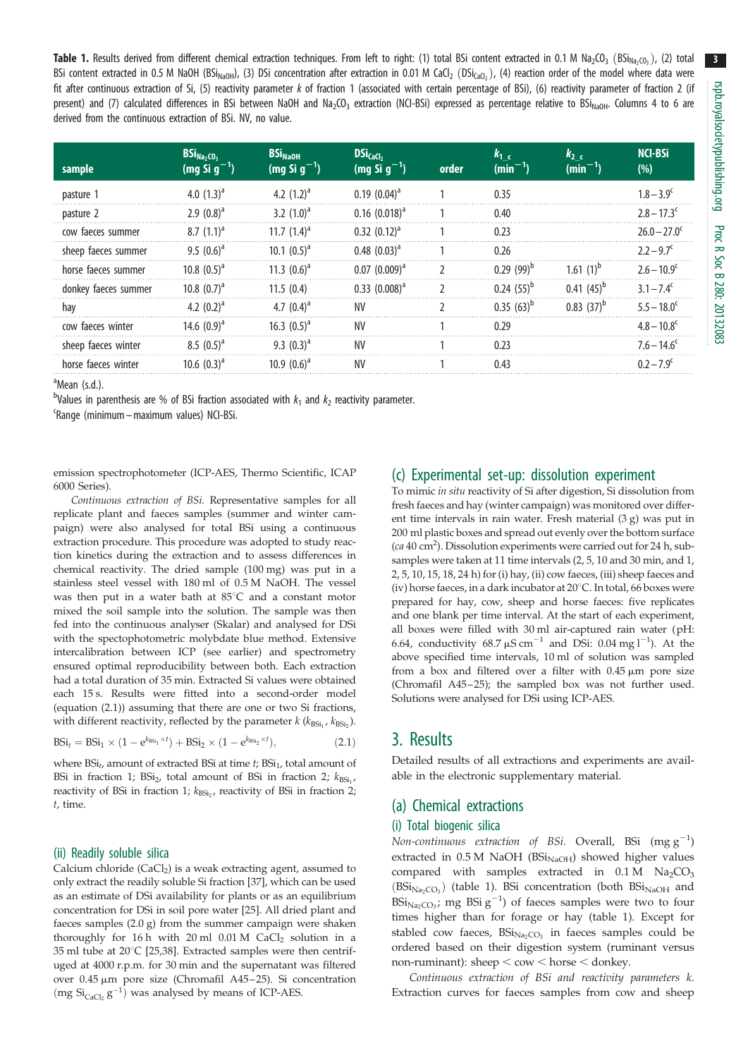**Table 1.** Results derived from different chemical extraction techniques. From left to right: (1) total BSi content extracted in 0.1 M $Na_2CO_3$ ($BSi_{Na_2CO_3}$), (2) total BSi content extracted in 0.5 M NaOH ($BSi_{NaOH}$), (3) DSi concentration after extraction in 0.01 M $CaCl_2$ ($DSi_{CaCl_2}$), (4) reaction order of the model where data were fit after continuous extraction of Si, (5) reactivity parameter $k$ of fraction 1 (associated with certain percentage of BSi), (6) reactivity parameter of fraction 2 (if present) and (7) calculated differences in BSi between NaOH and $Na_2CO_3$ extraction (NCI-BSi) expressed as percentage relative to $BSi_{NaOH}$. Columns 4 to 6 are derived from the continuous extraction of BSi. NV, no value.

| sample | $BSi_{Na_2CO_3}$ (mg Si $g^{-1}$) | $BSi_{NaOH}$ (mg Si $g^{-1}$) | $DSi_{CaCl_2}$ (mg Si $g^{-1}$) | order | $k_{1\_c}$ ($min^{-1}$) | $k_{2\_c}$ ($min^{-1}$) | NCI-BSi (%) |
|---|---|---|---|---|---|---|---|
| pasture 1 | 4.0 (1.3)[a] | 4.2 (1.2)[a] | 0.19 (0.04)[a] | 1 | 0.35 | | 1.8 – 3.9[c] |
| pasture 2 | 2.9 (0.8)[a] | 3.2 (1.0)[a] | 0.16 (0.018)[a] | 1 | 0.40 | | 2.8 – 17.3[c] |
| cow faeces summer | 8.7 (1.1)[a] | 11.7 (1.4)[a] | 0.32 (0.12)[a] | 1 | 0.23 | | 26.0 – 27.0[c] |
| sheep faeces summer | 9.5 (0.6)[a] | 10.1 (0.5)[a] | 0.48 (0.03)[a] | 1 | 0.26 | | 2.2 – 9.7[c] |
| horse faeces summer | 10.8 (0.5)[a] | 11.3 (0.6)[a] | 0.07 (0.009)[a] | 2 | 0.29 (99)[b] | 1.61 (1)[b] | 2.6 – 10.9[c] |
| donkey faeces summer | 10.8 (0.7)[a] | 11.5 (0.4) | 0.33 (0.008)[a] | 2 | 0.24 (55)[b] | 0.41 (45)[b] | 3.1 – 7.4[c] |
| hay | 4.2 (0.2)[a] | 4.7 (0.4)[a] | NV | 2 | 0.35 (63)[b] | 0.83 (37)[b] | 5.5 – 18.0[c] |
| cow faeces winter | 14.6 (0.9)[a] | 16.3 (0.5)[a] | NV | 1 | 0.29 | | 4.8 – 10.8[c] |
| sheep faeces winter | 8.5 (0.5)[a] | 9.3 (0.3)[a] | NV | 1 | 0.23 | | 7.6 – 14.6[c] |
| horse faeces winter | 10.6 (0.3)[a] | 10.9 (0.6)[a] | NV | 1 | 0.43 | | 0.2 – 7.9[c] |

[a]Mean (s.d.).
[b]Values in parenthesis are % of BSi fraction associated with $k_1$ and $k_2$ reactivity parameter.
[c]Range (minimum – maximum values) NCI-BSi.

emission spectrophotometer (ICP-AES, Thermo Scientific, ICAP 6000 Series).

*Continuous extraction of BSi.* Representative samples for all replicate plant and faeces samples (summer and winter campaign) were also analysed for total BSi using a continuous extraction procedure. This procedure was adopted to study reaction kinetics during the extraction and to assess differences in chemical reactivity. The dried sample (100 mg) was put in a stainless steel vessel with 180 ml of 0.5 M NaOH. The vessel was then put in a water bath at 85°C and a constant motor mixed the soil sample into the solution. The sample was then fed into the continuous analyser (Skalar) and analysed for DSi with the spectophotometric molybdate blue method. Extensive intercalibration between ICP (see earlier) and spectrometry ensured optimal reproducibility between both. Each extraction had a total duration of 35 min. Extracted Si values were obtained each 15 s. Results were fitted into a second-order model (equation (2.1)) assuming that there are one or two Si fractions, with different reactivity, reflected by the parameter $k$ ($k_{BSi_1}$, $k_{BSi_2}$).

$$BSi_t = BSi_1 \times (1 - e^{k_{BSi_1} \times t}) + BSi_2 \times (1 - e^{k_{BSi_2} \times t}), \tag{2.1}$$

where $BSi_t$, amount of extracted BSi at time $t$; $BSi_1$, total amount of BSi in fraction 1; $BSi_2$, total amount of BSi in fraction 2; $k_{BSi_1}$, reactivity of BSi in fraction 1; $k_{BSi_2}$, reactivity of BSi in fraction 2; $t$, time.

### (ii) Readily soluble silica

Calcium chloride ($CaCl_2$) is a weak extracting agent, assumed to only extract the readily soluble Si fraction [37], which can be used as an estimate of DSi availability for plants or as an equilibrium concentration for DSi in soil pore water [25]. All dried plant and faeces samples (2.0 g) from the summer campaign were shaken thoroughly for 16 h with 20 ml 0.01 M $CaCl_2$ solution in a 35 ml tube at 20°C [25,38]. Extracted samples were then centrifuged at 4000 r.p.m. for 30 min and the supernatant was filtered over 0.45 µm pore size (Chromafil A45–25). Si concentration (mg $Si_{CaCl_2}$ $g^{-1}$) was analysed by means of ICP-AES.

## (c) Experimental set-up: dissolution experiment

To mimic *in situ* reactivity of Si after digestion, Si dissolution from fresh faeces and hay (winter campaign) was monitored over different time intervals in rain water. Fresh material (3 g) was put in 200 ml plastic boxes and spread out evenly over the bottom surface (*ca* 40 $cm^2$). Dissolution experiments were carried out for 24 h, subsamples were taken at 11 time intervals (2, 5, 10 and 30 min, and 1, 2, 5, 10, 15, 18, 24 h) for (i) hay, (ii) cow faeces, (iii) sheep faeces and (iv) horse faeces, in a dark incubator at 20°C. In total, 66 boxes were prepared for hay, cow, sheep and horse faeces: five replicates and one blank per time interval. At the start of each experiment, all boxes were filled with 30 ml air-captured rain water (pH: 6.64, conductivity 68.7 µS $cm^{-1}$ and DSi: 0.04 mg $l^{-1}$). At the above specified time intervals, 10 ml of solution was sampled from a box and filtered over a filter with 0.45 µm pore size (Chromafil A45–25); the sampled box was not further used. Solutions were analysed for DSi using ICP-AES.

# 3. Results

Detailed results of all extractions and experiments are available in the electronic supplementary material.

## (a) Chemical extractions

### (i) Total biogenic silica

*Non-continuous extraction of BSi.* Overall, BSi (mg $g^{-1}$) extracted in 0.5 M NaOH ($BSi_{NaOH}$) showed higher values compared with samples extracted in 0.1 M $Na_2CO_3$ ($BSi_{Na_2CO_3}$) (table 1). BSi concentration (both $BSi_{NaOH}$ and $BSi_{Na_2CO_3}$; mg BSi $g^{-1}$) of faeces samples were two to four times higher than for forage or hay (table 1). Except for stabled cow faeces, $BSi_{Na_2CO_3}$ in faeces samples could be ordered based on their digestion system (ruminant versus non-ruminant): sheep < cow < horse < donkey.

*Continuous extraction of BSi and reactivity parameters k.* Extraction curves for faeces samples from cow and sheep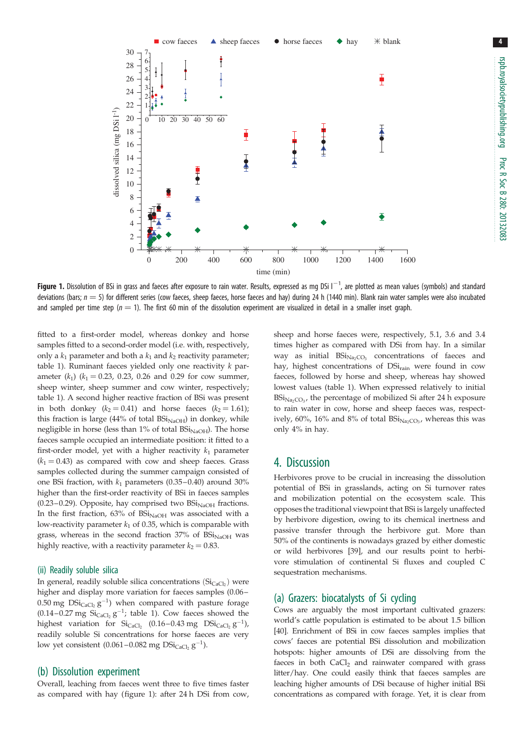**Figure 1.** Dissolution of BSi in grass and faeces after exposure to rain water. Results, expressed as mg DSi $l^{-1}$, are plotted as mean values (symbols) and standard deviations (bars; $n = 5$) for different series (cow faeces, sheep faeces, horse faeces and hay) during 24 h (1440 min). Blank rain water samples were also incubated and sampled per time step ($n = 1$). The first 60 min of the dissolution experiment are visualized in detail in a smaller inset graph.

fitted to a first-order model, whereas donkey and horse samples fitted to a second-order model (i.e. with, respectively, only a $k_1$ parameter and both a $k_1$ and $k_2$ reactivity parameter; table 1). Ruminant faeces yielded only one reactivity $k$ parameter ($k_1$) ($k_1 = 0.23$, 0.23, 0.26 and 0.29 for cow summer, sheep winter, sheep summer and cow winter, respectively; table 1). A second higher reactive fraction of BSi was present in both donkey ($k_2 = 0.41$) and horse faeces ($k_2 = 1.61$); this fraction is large (44% of total $BSi_{NaOH}$) in donkey, while negligible in horse (less than 1% of total $BSi_{NaOH}$). The horse faeces sample occupied an intermediate position: it fitted to a first-order model, yet with a higher reactivity $k_1$ parameter ($k_1 = 0.43$) as compared with cow and sheep faeces. Grass samples collected during the summer campaign consisted of one BSi fraction, with $k_1$ parameters (0.35–0.40) around 30% higher than the first-order reactivity of BSi in faeces samples (0.23–0.29). Opposite, hay comprised two $BSi_{NaOH}$ fractions. In the first fraction, 63% of $BSi_{NaOH}$ was associated with a low-reactivity parameter $k_1$ of 0.35, which is comparable with grass, whereas in the second fraction 37% of $BSi_{NaOH}$ was highly reactive, with a reactivity parameter $k_2 = 0.83$.

### (ii) Readily soluble silica

In general, readily soluble silica concentrations ($Si_{CaCl_2}$) were higher and display more variation for faeces samples (0.06–0.50 mg $DSi_{CaCl_2}$ $g^{-1}$) when compared with pasture forage (0.14–0.27 mg $Si_{CaCl_2}$ $g^{-1}$; table 1). Cow faeces showed the highest variation for $Si_{CaCl_2}$ (0.16–0.43 mg $DSi_{CaCl_2}$ $g^{-1}$), readily soluble Si concentrations for horse faeces are very low yet consistent (0.061–0.082 mg $DSi_{CaCl_2}$ $g^{-1}$).

## (b) Dissolution experiment

Overall, leaching from faeces went three to five times faster as compared with hay (figure 1): after 24 h DSi from cow, sheep and horse faeces were, respectively, 5.1, 3.6 and 3.4 times higher as compared with DSi from hay. In a similar way as initial $BSi_{Na_2CO_3}$ concentrations of faeces and hay, highest concentrations of $DSi_{rain}$ were found in cow faeces, followed by horse and sheep, whereas hay showed lowest values (table 1). When expressed relatively to initial $BSi_{Na_2CO_3}$, the percentage of mobilized Si after 24 h exposure to rain water in cow, horse and sheep faeces was, respectively, 60%, 16% and 8% of total $BSi_{Na_2CO_3}$, whereas this was only 4% in hay.

# 4. Discussion

Herbivores prove to be crucial in increasing the dissolution potential of BSi in grasslands, acting on Si turnover rates and mobilization potential on the ecosystem scale. This opposes the traditional viewpoint that BSi is largely unaffected by herbivore digestion, owing to its chemical inertness and passive transfer through the herbivore gut. More than 50% of the continents is nowadays grazed by either domestic or wild herbivores [39], and our results point to herbivore stimulation of continental Si fluxes and coupled C sequestration mechanisms.

## (a) Grazers: biocatalysts of Si cycling

Cows are arguably the most important cultivated grazers: world's cattle population is estimated to be about 1.5 billion [40]. Enrichment of BSi in cow faeces samples implies that cows' faeces are potential BSi dissolution and mobilization hotspots: higher amounts of DSi are dissolving from the faeces in both $CaCl_2$ and rainwater compared with grass litter/hay. One could easily think that faeces samples are leaching higher amounts of DSi because of higher initial BSi concentrations as compared with forage. Yet, it is clear from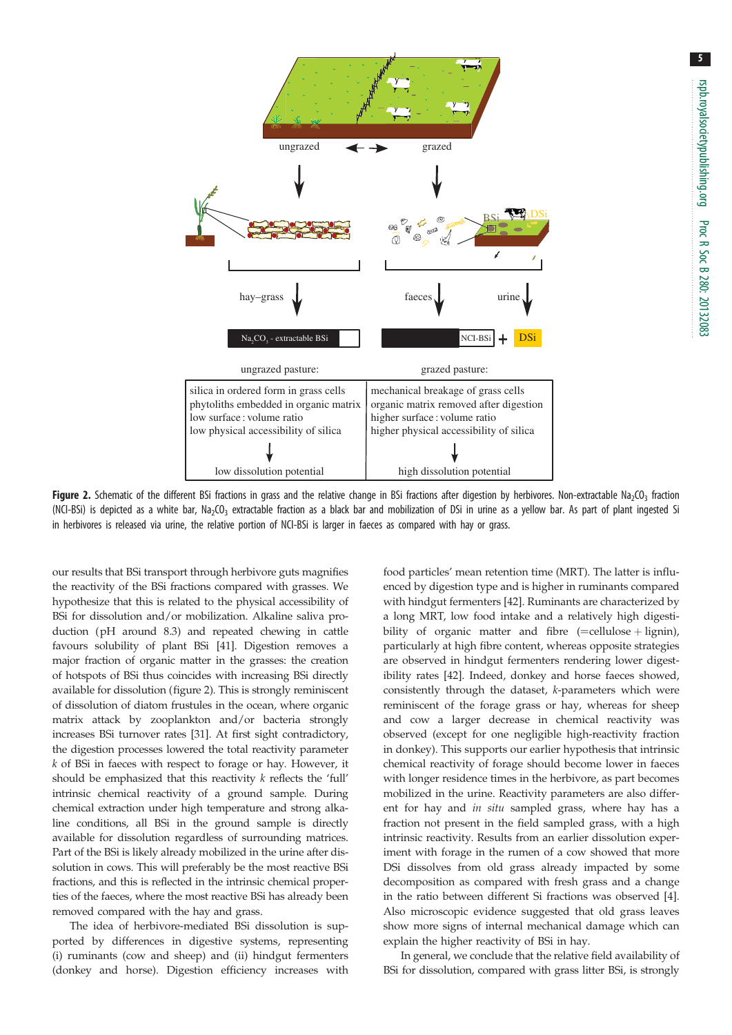ungrazed

grazed

BSi

DSi

hay–grass

faeces

urine

$Na_2CO_3$ - extractable BSi

NCl-BSi

+

DSi

ungrazed pasture:

grazed pasture:

| ungrazed pasture: | grazed pasture: |
| --- | --- |
| silica in ordered form in grass cells<br>phytoliths embedded in organic matrix<br>low surface : volume ratio<br>low physical accessibility of silica<br>↓<br>low dissolution potential | mechanical breakage of grass cells<br>organic matrix removed after digestion<br>higher surface : volume ratio<br>higher physical accessibility of silica<br>↓<br>high dissolution potential |

**Figure 2.** Schematic of the different BSi fractions in grass and the relative change in BSi fractions after digestion by herbivores. Non-extractable $Na_2CO_3$ fraction (NCl-BSi) is depicted as a white bar, $Na_2CO_3$ extractable fraction as a black bar and mobilization of DSi in urine as a yellow bar. As part of plant ingested Si in herbivores is released via urine, the relative portion of NCl-BSi is larger in faeces as compared with hay or grass.

our results that BSi transport through herbivore guts magnifies the reactivity of the BSi fractions compared with grasses. We hypothesize that this is related to the physical accessibility of BSi for dissolution and/or mobilization. Alkaline saliva production (pH around 8.3) and repeated chewing in cattle favours solubility of plant BSi [41]. Digestion removes a major fraction of organic matter in the grasses: the creation of hotspots of BSi thus coincides with increasing BSi directly available for dissolution (figure 2). This is strongly reminiscent of dissolution of diatom frustules in the ocean, where organic matrix attack by zooplankton and/or bacteria strongly increases BSi turnover rates [31]. At first sight contradictory, the digestion processes lowered the total reactivity parameter $k$ of BSi in faeces with respect to forage or hay. However, it should be emphasized that this reactivity $k$ reflects the 'full' intrinsic chemical reactivity of a ground sample. During chemical extraction under high temperature and strong alkaline conditions, all BSi in the ground sample is directly available for dissolution regardless of surrounding matrices. Part of the BSi is likely already mobilized in the urine after dissolution in cows. This will preferably be the most reactive BSi fractions, and this is reflected in the intrinsic chemical properties of the faeces, where the most reactive BSi has already been removed compared with the hay and grass.

The idea of herbivore-mediated BSi dissolution is supported by differences in digestive systems, representing (i) ruminants (cow and sheep) and (ii) hindgut fermenters (donkey and horse). Digestion efficiency increases with food particles' mean retention time (MRT). The latter is influenced by digestion type and is higher in ruminants compared with hindgut fermenters [42]. Ruminants are characterized by a long MRT, low food intake and a relatively high digestibility of organic matter and fibre (=cellulose + lignin), particularly at high fibre content, whereas opposite strategies are observed in hindgut fermenters rendering lower digestibility rates [42]. Indeed, donkey and horse faeces showed, consistently through the dataset, $k$-parameters which were reminiscent of the forage grass or hay, whereas for sheep and cow a larger decrease in chemical reactivity was observed (except for one negligible high-reactivity fraction in donkey). This supports our earlier hypothesis that intrinsic chemical reactivity of forage should become lower in faeces with longer residence times in the herbivore, as part becomes mobilized in the urine. Reactivity parameters are also different for hay and *in situ* sampled grass, where hay has a fraction not present in the field sampled grass, with a high intrinsic reactivity. Results from an earlier dissolution experiment with forage in the rumen of a cow showed that more DSi dissolves from old grass already impacted by some decomposition as compared with fresh grass and a change in the ratio between different Si fractions was observed [4]. Also microscopic evidence suggested that old grass leaves show more signs of internal mechanical damage which can explain the higher reactivity of BSi in hay.

In general, we conclude that the relative field availability of BSi for dissolution, compared with grass litter BSi, is strongly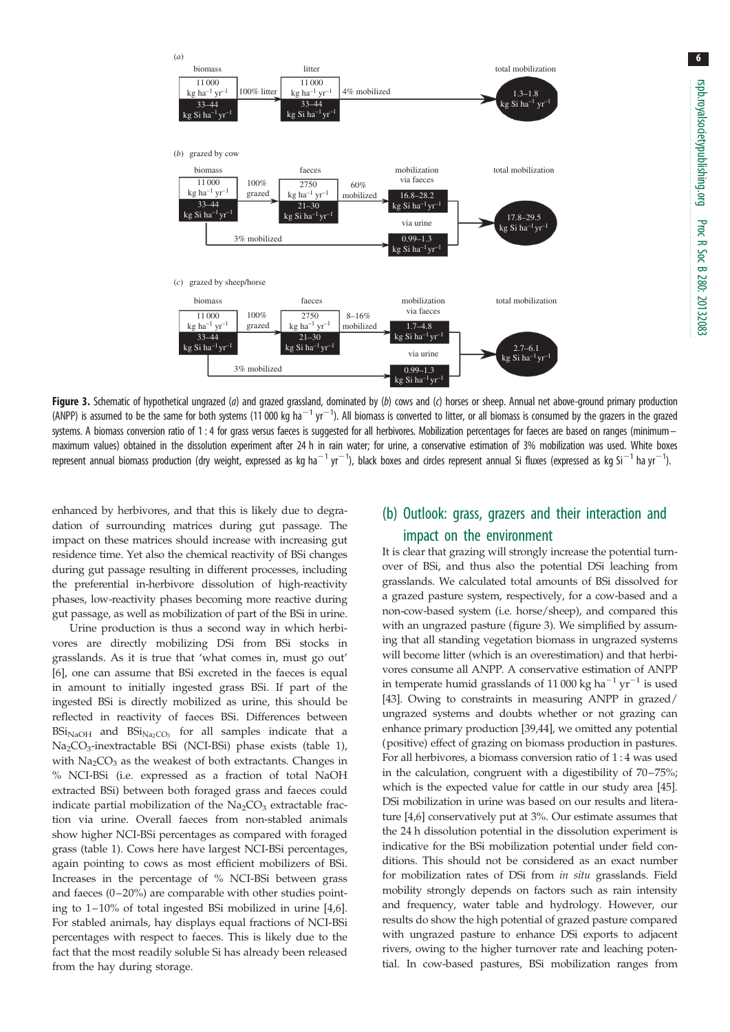(a)

| biomass | | litter | | total mobilization |
|---|---|---|---|---|
| 11 000 kg $ha^{-1}$ $yr^{-1}$ | 100% litter | 11 000 kg $ha^{-1}$ $yr^{-1}$ | 4% mobilized | 1.3–1.8 kg Si $ha^{-1}$ $yr^{-1}$ |
| 33–44 kg Si $ha^{-1}$ $yr^{-1}$ | | 33–44 kg Si $ha^{-1}$ $yr^{-1}$ | | |

(b) grazed by cow

| biomass | | faeces | | mobilization via faeces | total mobilization |
|---|---|---|---|---|---|
| 11 000 kg $ha^{-1}$ $yr^{-1}$ | 100% grazed | 2750 kg $ha^{-1}$ $yr^{-1}$ | 60% mobilized | 16.8–28.2 kg Si $ha^{-1}$ $yr^{-1}$ | 17.8–29.5 kg Si $ha^{-1}$ $yr^{-1}$ |
| 33–44 kg Si $ha^{-1}$ $yr^{-1}$ | | 21–30 kg Si $ha^{-1}$ $yr^{-1}$ | | | |
| | 3% mobilized | | | via urine: 0.99–1.3 kg Si $ha^{-1}$ $yr^{-1}$ | |

(c) grazed by sheep/horse

| biomass | | faeces | | mobilization via faeces | total mobilization |
|---|---|---|---|---|---|
| 11 000 kg $ha^{-1}$ $yr^{-1}$ | 100% grazed | 2750 kg $ha^{-1}$ $yr^{-1}$ | 8–16% mobilized | 1.7–4.8 kg Si $ha^{-1}$ $yr^{-1}$ | 2.7–6.1 kg Si $ha^{-1}$ $yr^{-1}$ |
| 33–44 kg Si $ha^{-1}$ $yr^{-1}$ | | 21–30 kg Si $ha^{-1}$ $yr^{-1}$ | | | |
| | 3% mobilized | | | via urine: 0.99–1.3 kg Si $ha^{-1}$ $yr^{-1}$ | |

**Figure 3.** Schematic of hypothetical ungrazed (*a*) and grazed grassland, dominated by (*b*) cows and (*c*) horses or sheep. Annual net above-ground primary production (ANPP) is assumed to be the same for both systems (11 000 kg $ha^{-1}$ $yr^{-1}$). All biomass is converted to litter, or all biomass is consumed by the grazers in the grazed systems. A biomass conversion ratio of 1 : 4 for grass versus faeces is suggested for all herbivores. Mobilization percentages for faeces are based on ranges (minimum–maximum values) obtained in the dissolution experiment after 24 h in rain water; for urine, a conservative estimation of 3% mobilization was used. White boxes represent annual biomass production (dry weight, expressed as kg $ha^{-1}$ $yr^{-1}$), black boxes and circles represent annual Si fluxes (expressed as kg $Si^{-1}$ ha $yr^{-1}$).

enhanced by herbivores, and that this is likely due to degradation of surrounding matrices during gut passage. The impact on these matrices should increase with increasing gut residence time. Yet also the chemical reactivity of BSi changes during gut passage resulting in different processes, including the preferential in-herbivore dissolution of high-reactivity phases, low-reactivity phases becoming more reactive during gut passage, as well as mobilization of part of the BSi in urine.

Urine production is thus a second way in which herbivores are directly mobilizing DSi from BSi stocks in grasslands. As it is true that 'what comes in, must go out' [6], one can assume that BSi excreted in the faeces is equal in amount to initially ingested grass BSi. If part of the ingested BSi is directly mobilized as urine, this should be reflected in reactivity of faeces BSi. Differences between $BSi_{NaOH}$ and $BSi_{Na_2CO_3}$ for all samples indicate that a $Na_2CO_3$-inextractable BSi (NCI-BSi) phase exists (table 1), with $Na_2CO_3$ as the weakest of both extractants. Changes in % NCI-BSi (i.e. expressed as a fraction of total NaOH extracted BSi) between both foraged grass and faeces could indicate partial mobilization of the $Na_2CO_3$ extractable fraction via urine. Overall faeces from non-stabled animals show higher NCI-BSi percentages as compared with foraged grass (table 1). Cows here have largest NCI-BSi percentages, again pointing to cows as most efficient mobilizers of BSi. Increases in the percentage of % NCI-BSi between grass and faeces (0–20%) are comparable with other studies pointing to 1–10% of total ingested BSi mobilized in urine [4,6]. For stabled animals, hay displays equal fractions of NCI-BSi percentages with respect to faeces. This is likely due to the fact that the most readily soluble Si has already been released from the hay during storage.

## (b) Outlook: grass, grazers and their interaction and impact on the environment

It is clear that grazing will strongly increase the potential turnover of BSi, and thus also the potential DSi leaching from grasslands. We calculated total amounts of BSi dissolved for a grazed pasture system, respectively, for a cow-based and a non-cow-based system (i.e. horse/sheep), and compared this with an ungrazed pasture (figure 3). We simplified by assuming that all standing vegetation biomass in ungrazed systems will become litter (which is an overestimation) and that herbivores consume all ANPP. A conservative estimation of ANPP in temperate humid grasslands of 11 000 kg $ha^{-1}$ $yr^{-1}$ is used [43]. Owing to constraints in measuring ANPP in grazed/ungrazed systems and doubts whether or not grazing can enhance primary production [39,44], we omitted any potential (positive) effect of grazing on biomass production in pastures. For all herbivores, a biomass conversion ratio of 1 : 4 was used in the calculation, congruent with a digestibility of 70–75%; which is the expected value for cattle in our study area [45]. DSi mobilization in urine was based on our results and literature [4,6] conservatively put at 3%. Our estimate assumes that the 24 h dissolution potential in the dissolution experiment is indicative for the BSi mobilization potential under field conditions. This should not be considered as an exact number for mobilization rates of DSi from *in situ* grasslands. Field mobility strongly depends on factors such as rain intensity and frequency, water table and hydrology. However, our results do show the high potential of grazed pasture compared with ungrazed pasture to enhance DSi exports to adjacent rivers, owing to the higher turnover rate and leaching potential. In cow-based pastures, BSi mobilization ranges from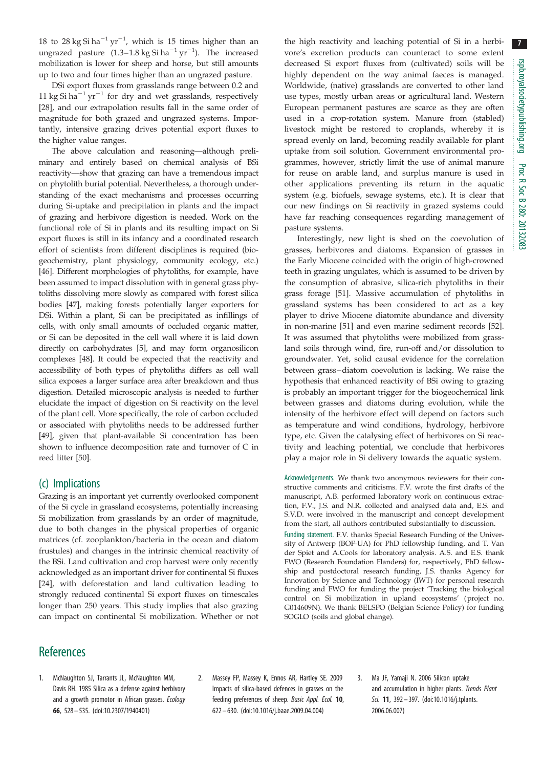18 to 28 kg Si $ha^{-1}$ $yr^{-1}$, which is 15 times higher than an ungrazed pasture (1.3–1.8 kg Si $ha^{-1}$ $yr^{-1}$). The increased mobilization is lower for sheep and horse, but still amounts up to two and four times higher than an ungrazed pasture.

DSi export fluxes from grasslands range between 0.2 and 11 kg Si $ha^{-1}$ $yr^{-1}$ for dry and wet grasslands, respectively [28], and our extrapolation results fall in the same order of magnitude for both grazed and ungrazed systems. Importantly, intensive grazing drives potential export fluxes to the higher value ranges.

The above calculation and reasoning—although preliminary and entirely based on chemical analysis of BSi reactivity—show that grazing can have a tremendous impact on phytolith burial potential. Nevertheless, a thorough understanding of the exact mechanisms and processes occurring during Si-uptake and precipitation in plants and the impact of grazing and herbivore digestion is needed. Work on the functional role of Si in plants and its resulting impact on Si export fluxes is still in its infancy and a coordinated research effort of scientists from different disciplines is required (biogeochemistry, plant physiology, community ecology, etc.) [46]. Different morphologies of phytoliths, for example, have been assumed to impact dissolution with in general grass phytoliths dissolving more slowly as compared with forest silica bodies [47], making forests potentially larger exporters for DSi. Within a plant, Si can be precipitated as infillings of cells, with only small amounts of occluded organic matter, or Si can be deposited in the cell wall where it is laid down directly on carbohydrates [5], and may form organosilicon complexes [48]. It could be expected that the reactivity and accessibility of both types of phytoliths differs as cell wall silica exposes a larger surface area after breakdown and thus digestion. Detailed microscopic analysis is needed to further elucidate the impact of digestion on Si reactivity on the level of the plant cell. More specifically, the role of carbon occluded or associated with phytoliths needs to be addressed further [49], given that plant-available Si concentration has been shown to influence decomposition rate and turnover of C in reed litter [50].

## (c) Implications

Grazing is an important yet currently overlooked component of the Si cycle in grassland ecosystems, potentially increasing Si mobilization from grasslands by an order of magnitude, due to both changes in the physical properties of organic matrices (cf. zooplankton/bacteria in the ocean and diatom frustules) and changes in the intrinsic chemical reactivity of the BSi. Land cultivation and crop harvest were only recently acknowledged as an important driver for continental Si fluxes [24], with deforestation and land cultivation leading to strongly reduced continental Si export fluxes on timescales longer than 250 years. This study implies that also grazing can impact on continental Si mobilization. Whether or not the high reactivity and leaching potential of Si in a herbivore's excretion products can counteract to some extent decreased Si export fluxes from (cultivated) soils will be highly dependent on the way animal faeces is managed. Worldwide, (native) grasslands are converted to other land use types, mostly urban areas or agricultural land. Western European permanent pastures are scarce as they are often used in a crop-rotation system. Manure from (stabled) livestock might be restored to croplands, whereby it is spread evenly on land, becoming readily available for plant uptake from soil solution. Government environmental programmes, however, strictly limit the use of animal manure for reuse on arable land, and surplus manure is used in other applications preventing its return in the aquatic system (e.g. biofuels, sewage systems, etc.). It is clear that our new findings on Si reactivity in grazed systems could have far reaching consequences regarding management of pasture systems.

Interestingly, new light is shed on the coevolution of grasses, herbivores and diatoms. Expansion of grasses in the Early Miocene coincided with the origin of high-crowned teeth in grazing ungulates, which is assumed to be driven by the consumption of abrasive, silica-rich phytoliths in their grass forage [51]. Massive accumulation of phytoliths in grassland systems has been considered to act as a key player to drive Miocene diatomite abundance and diversity in non-marine [51] and even marine sediment records [52]. It was assumed that phytoliths were mobilized from grassland soils through wind, fire, run-off and/or dissolution to groundwater. Yet, solid causal evidence for the correlation between grass–diatom coevolution is lacking. We raise the hypothesis that enhanced reactivity of BSi owing to grazing is probably an important trigger for the biogeochemical link between grasses and diatoms during evolution, while the intensity of the herbivore effect will depend on factors such as temperature and wind conditions, hydrology, herbivore type, etc. Given the catalysing effect of herbivores on Si reactivity and leaching potential, we conclude that herbivores play a major role in Si delivery towards the aquatic system.

Acknowledgements. We thank two anonymous reviewers for their constructive comments and criticisms. F.V. wrote the first drafts of the manuscript, A.B. performed laboratory work on continuous extraction, F.V., J.S. and N.R. collected and analysed data and, E.S. and S.V.D. were involved in the manuscript and concept development from the start, all authors contributed substantially to discussion.

Funding statement. F.V. thanks Special Research Funding of the University of Antwerp (BOF-UA) for PhD fellowship funding, and T. Van der Spiet and A.Cools for laboratory analysis. A.S. and E.S. thank FWO (Research Foundation Flanders) for, respectively, PhD fellowship and postdoctoral research funding, J.S. thanks Agency for Innovation by Science and Technology (IWT) for personal research funding and FWO for funding the project 'Tracking the biological control on Si mobilization in upland ecosystems' (project no. G014609N). We thank BELSPO (Belgian Science Policy) for funding SOGLO (soils and global change).

# References

1. McNaughton SJ, Tarrants JL, McNaughton MM, Davis RH. 1985 Silica as a defense against herbivory and a growth promotor in African grasses. *Ecology* **66**, 528–535. (doi:10.2307/1940401)
2. Massey FP, Massey K, Ennos AR, Hartley SE. 2009 Impacts of silica-based defences in grasses on the feeding preferences of sheep. *Basic Appl. Ecol.* **10**, 622–630. (doi:10.1016/j.baae.2009.04.004)
3. Ma JF, Yamaji N. 2006 Silicon uptake and accumulation in higher plants. *Trends Plant Sci.* **11**, 392–397. (doi:10.1016/j.tplants.2006.06.007)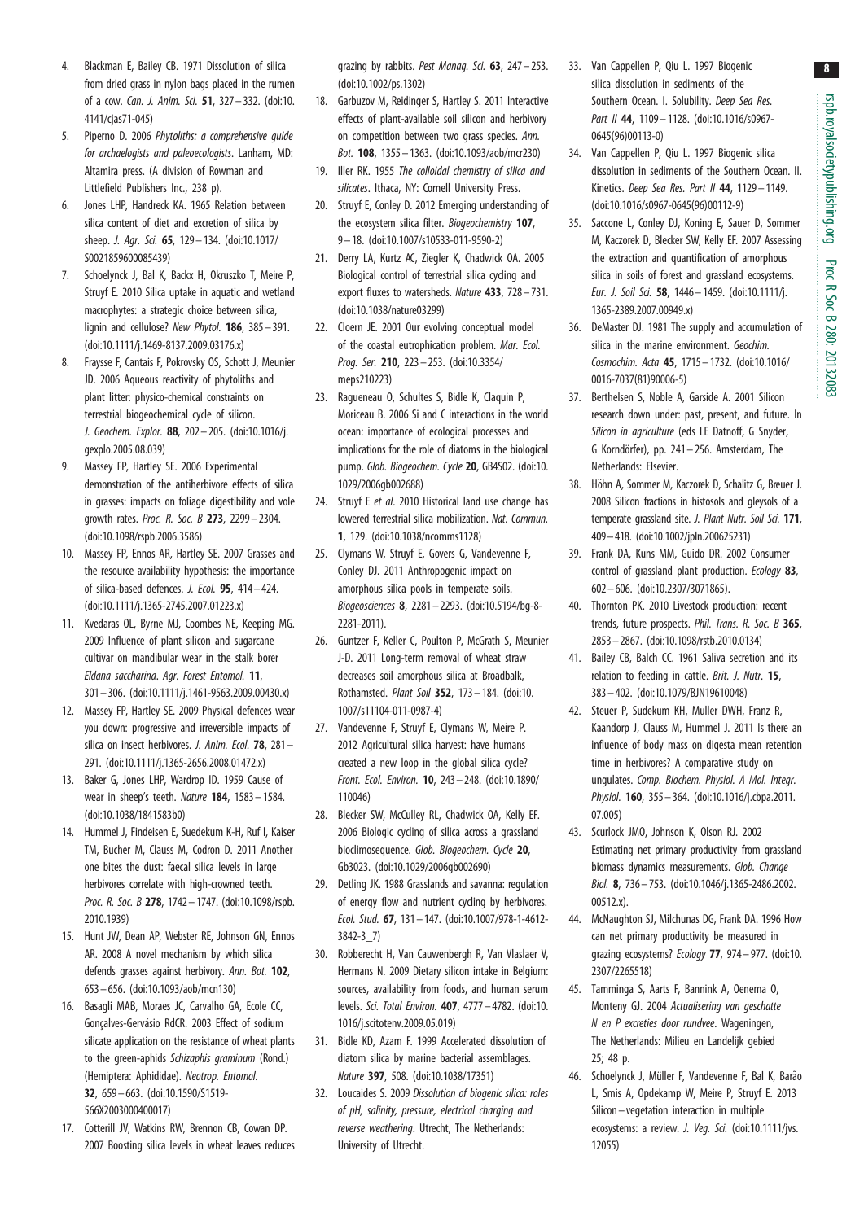4. Blackman E, Bailey CB. 1971 Dissolution of silica from dried grass in nylon bags placed in the rumen of a cow. *Can. J. Anim. Sci.* **51**, 327–332. (doi:10.4141/cjas71-045)
5. Piperno D. 2006 *Phytoliths: a comprehensive guide for archaelogists and paleoecologists*. Lanham, MD: Altamira press. (A division of Rowman and Littlefield Publishers Inc., 238 p).
6. Jones LHP, Handreck KA. 1965 Relation between silica content of diet and excretion of silica by sheep. *J. Agr. Sci.* **65**, 129–134. (doi:10.1017/S0021859600085439)
7. Schoelynck J, Bal K, Backx H, Okruszko T, Meire P, Struyf E. 2010 Silica uptake in aquatic and wetland macrophytes: a strategic choice between silica, lignin and cellulose? *New Phytol.* **186**, 385–391. (doi:10.1111/j.1469-8137.2009.03176.x)
8. Fraysse F, Cantais F, Pokrovsky OS, Schott J, Meunier JD. 2006 Aqueous reactivity of phytoliths and plant litter: physico-chemical constraints on terrestrial biogeochemical cycle of silicon. *J. Geochem. Explor.* **88**, 202–205. (doi:10.1016/j.gexplo.2005.08.039)
9. Massey FP, Hartley SE. 2006 Experimental demonstration of the antiherbivore effects of silica in grasses: impacts on foliage digestibility and vole growth rates. *Proc. R. Soc. B* **273**, 2299–2304. (doi:10.1098/rspb.2006.3586)
10. Massey FP, Ennos AR, Hartley SE. 2007 Grasses and the resource availability hypothesis: the importance of silica-based defences. *J. Ecol.* **95**, 414–424. (doi:10.1111/j.1365-2745.2007.01223.x)
11. Kvedaras OL, Byrne MJ, Coombes NE, Keeping MG. 2009 Influence of plant silicon and sugarcane cultivar on mandibular wear in the stalk borer *Eldana saccharina*. *Agr. Forest Entomol.* **11**, 301–306. (doi:10.1111/j.1461-9563.2009.00430.x)
12. Massey FP, Hartley SE. 2009 Physical defences wear you down: progressive and irreversible impacts of silica on insect herbivores. *J. Anim. Ecol.* **78**, 281–291. (doi:10.1111/j.1365-2656.2008.01472.x)
13. Baker G, Jones LHP, Wardrop ID. 1959 Cause of wear in sheep's teeth. *Nature* **184**, 1583–1584. (doi:10.1038/1841583b0)
14. Hummel J, Findeisen E, Suedekum K-H, Ruf I, Kaiser TM, Bucher M, Clauss M, Codron D. 2011 Another one bites the dust: faecal silica levels in large herbivores correlate with high-crowned teeth. *Proc. R. Soc. B* **278**, 1742–1747. (doi:10.1098/rspb.2010.1939)
15. Hunt JW, Dean AP, Webster RE, Johnson GN, Ennos AR. 2008 A novel mechanism by which silica defends grasses against herbivory. *Ann. Bot.* **102**, 653–656. (doi:10.1093/aob/mcn130)
16. Basagli MAB, Moraes JC, Carvalho GA, Ecole CC, Gonçalves-Gervásio RdCR. 2003 Effect of sodium silicate application on the resistance of wheat plants to the green-aphids *Schizaphis graminum* (Rond.) (Hemiptera: Aphididae). *Neotrop. Entomol.* **32**, 659–663. (doi:10.1590/S1519-566X2003000400017)
17. Cotterill JV, Watkins RW, Brennon CB, Cowan DP. 2007 Boosting silica levels in wheat leaves reduces grazing by rabbits. *Pest Manag. Sci.* **63**, 247–253. (doi:10.1002/ps.1302)
18. Garbuzov M, Reidinger S, Hartley S. 2011 Interactive effects of plant-available soil silicon and herbivory on competition between two grass species. *Ann. Bot.* **108**, 1355–1363. (doi:10.1093/aob/mcr230)
19. Iller RK. 1955 *The colloidal chemistry of silica and silicates*. Ithaca, NY: Cornell University Press.
20. Struyf E, Conley D. 2012 Emerging understanding of the ecosystem silica filter. *Biogeochemistry* **107**, 9–18. (doi:10.1007/s10533-011-9590-2)
21. Derry LA, Kurtz AC, Ziegler K, Chadwick OA. 2005 Biological control of terrestrial silica cycling and export fluxes to watersheds. *Nature* **433**, 728–731. (doi:10.1038/nature03299)
22. Cloern JE. 2001 Our evolving conceptual model of the coastal eutrophication problem. *Mar. Ecol. Prog. Ser.* **210**, 223–253. (doi:10.3354/meps210223)
23. Ragueneau O, Schultes S, Bidle K, Claquin P, Moriceau B. 2006 Si and C interactions in the world ocean: importance of ecological processes and implications for the role of diatoms in the biological pump. *Glob. Biogeochem. Cycle* **20**, GB4S02. (doi:10.1029/2006gb002688)
24. Struyf E *et al*. 2010 Historical land use change has lowered terrestrial silica mobilization. *Nat. Commun.* **1**, 129. (doi:10.1038/ncomms1128)
25. Clymans W, Struyf E, Govers G, Vandevenne F, Conley DJ. 2011 Anthropogenic impact on amorphous silica pools in temperate soils. *Biogeosciences* **8**, 2281–2293. (doi:10.5194/bg-8-2281-2011).
26. Guntzer F, Keller C, Poulton P, McGrath S, Meunier J-D. 2011 Long-term removal of wheat straw decreases soil amorphous silica at Broadbalk, Rothamsted. *Plant Soil* **352**, 173–184. (doi:10.1007/s11104-011-0987-4)
27. Vandevenne F, Struyf E, Clymans W, Meire P. 2012 Agricultural silica harvest: have humans created a new loop in the global silica cycle? *Front. Ecol. Environ.* **10**, 243–248. (doi:10.1890/110046)
28. Blecker SW, McCulley RL, Chadwick OA, Kelly EF. 2006 Biologic cycling of silica across a grassland bioclimosequence. *Glob. Biogeochem. Cycle* **20**, Gb3023. (doi:10.1029/2006gb002690)
29. Detling JK. 1988 Grasslands and savanna: regulation of energy flow and nutrient cycling by herbivores. *Ecol. Stud.* **67**, 131–147. (doi:10.1007/978-1-4612-3842-3_7)
30. Robberecht H, Van Cauwenbergh R, Van Vlaslaer V, Hermans N. 2009 Dietary silicon intake in Belgium: sources, availability from foods, and human serum levels. *Sci. Total Environ.* **407**, 4777–4782. (doi:10.1016/j.scitotenv.2009.05.019)
31. Bidle KD, Azam F. 1999 Accelerated dissolution of diatom silica by marine bacterial assemblages. *Nature* **397**, 508. (doi:10.1038/17351)
32. Loucaides S. 2009 *Dissolution of biogenic silica: roles of pH, salinity, pressure, electrical charging and reverse weathering*. Utrecht, The Netherlands: University of Utrecht.
33. Van Cappellen P, Qiu L. 1997 Biogenic silica dissolution in sediments of the Southern Ocean. I. Solubility. *Deep Sea Res. Part II* **44**, 1109–1128. (doi:10.1016/s0967-0645(96)00113-0)
34. Van Cappellen P, Qiu L. 1997 Biogenic silica dissolution in sediments of the Southern Ocean. II. Kinetics. *Deep Sea Res. Part II* **44**, 1129–1149. (doi:10.1016/s0967-0645(96)00112-9)
35. Saccone L, Conley DJ, Koning E, Sauer D, Sommer M, Kaczorek D, Blecker SW, Kelly EF. 2007 Assessing the extraction and quantification of amorphous silica in soils of forest and grassland ecosystems. *Eur. J. Soil Sci.* **58**, 1446–1459. (doi:10.1111/j.1365-2389.2007.00949.x)
36. DeMaster DJ. 1981 The supply and accumulation of silica in the marine environment. *Geochim. Cosmochim. Acta* **45**, 1715–1732. (doi:10.1016/0016-7037(81)90006-5)
37. Berthelsen S, Noble A, Garside A. 2001 Silicon research down under: past, present, and future. In *Silicon in agriculture* (eds LE Datnoff, G Snyder, G Korndörfer), pp. 241–256. Amsterdam, The Netherlands: Elsevier.
38. Höhn A, Sommer M, Kaczorek D, Schalitz G, Breuer J. 2008 Silicon fractions in histosols and gleysols of a temperate grassland site. *J. Plant Nutr. Soil Sci.* **171**, 409–418. (doi:10.1002/jpln.200625231)
39. Frank DA, Kuns MM, Guido DR. 2002 Consumer control of grassland plant production. *Ecology* **83**, 602–606. (doi:10.2307/3071865).
40. Thornton PK. 2010 Livestock production: recent trends, future prospects. *Phil. Trans. R. Soc. B* **365**, 2853–2867. (doi:10.1098/rstb.2010.0134)
41. Bailey CB, Balch CC. 1961 Saliva secretion and its relation to feeding in cattle. *Brit. J. Nutr.* **15**, 383–402. (doi:10.1079/BJN19610048)
42. Steuer P, Sudekum KH, Muller DWH, Franz R, Kaandorp J, Clauss M, Hummel J. 2011 Is there an influence of body mass on digesta mean retention time in herbivores? A comparative study on ungulates. *Comp. Biochem. Physiol. A Mol. Integr. Physiol.* **160**, 355–364. (doi:10.1016/j.cbpa.2011.07.005)
43. Scurlock JMO, Johnson K, Olson RJ. 2002 Estimating net primary productivity from grassland biomass dynamics measurements. *Glob. Change Biol.* **8**, 736–753. (doi:10.1046/j.1365-2486.2002.00512.x).
44. McNaughton SJ, Milchunas DG, Frank DA. 1996 How can net primary productivity be measured in grazing ecosystems? *Ecology* **77**, 974–977. (doi:10.2307/2265518)
45. Tamminga S, Aarts F, Bannink A, Oenema O, Monteny GJ. 2004 *Actualisering van geschatte N en P excreties door rundvee*. Wageningen, The Netherlands: Milieu en Landelijk gebied 25; 48 p.
46. Schoelynck J, Müller F, Vandevenne F, Bal K, Barão L, Smis A, Opdekamp W, Meire P, Struyf E. 2013 Silicon–vegetation interaction in multiple ecosystems: a review. *J. Veg. Sci.* (doi:10.1111/jvs.12055)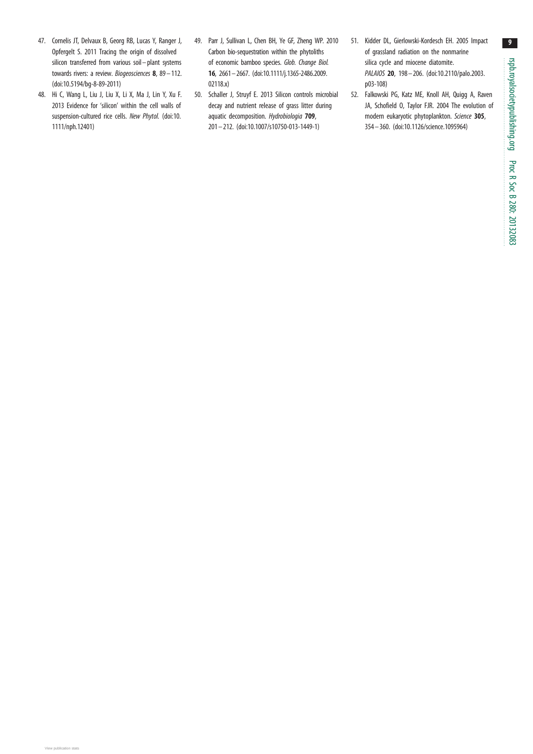47. Cornelis JT, Delvaux B, Georg RB, Lucas Y, Ranger J, Opfergelt S. 2011 Tracing the origin of dissolved silicon transferred from various soil–plant systems towards rivers: a review. *Biogeosciences* **8**, 89–112. (doi:10.5194/bg-8-89-2011)

48. Hi C, Wang L, Liu J, Liu X, Li X, Ma J, Lin Y, Xu F. 2013 Evidence for 'silicon' within the cell walls of suspension-cultured rice cells. *New Phytol.* (doi:10.1111/nph.12401)

49. Parr J, Sullivan L, Chen BH, Ye GF, Zheng WP. 2010 Carbon bio-sequestration within the phytoliths of economic bamboo species. *Glob. Change Biol.* **16**, 2661–2667. (doi:10.1111/j.1365-2486.2009.02118.x)

50. Schaller J, Struyf E. 2013 Silicon controls microbial decay and nutrient release of grass litter during aquatic decomposition. *Hydrobiologia* **709**, 201–212. (doi:10.1007/s10750-013-1449-1)

51. Kidder DL, Gierlowski-Kordesch EH. 2005 Impact of grassland radiation on the nonmarine silica cycle and miocene diatomite. *PALAIOS* **20**, 198–206. (doi:10.2110/palo.2003.p03-108)

52. Falkowski PG, Katz ME, Knoll AH, Quigg A, Raven JA, Schofield O, Taylor FJR. 2004 The evolution of modern eukaryotic phytoplankton. *Science* **305**, 354–360. (doi:10.1126/science.1095964)